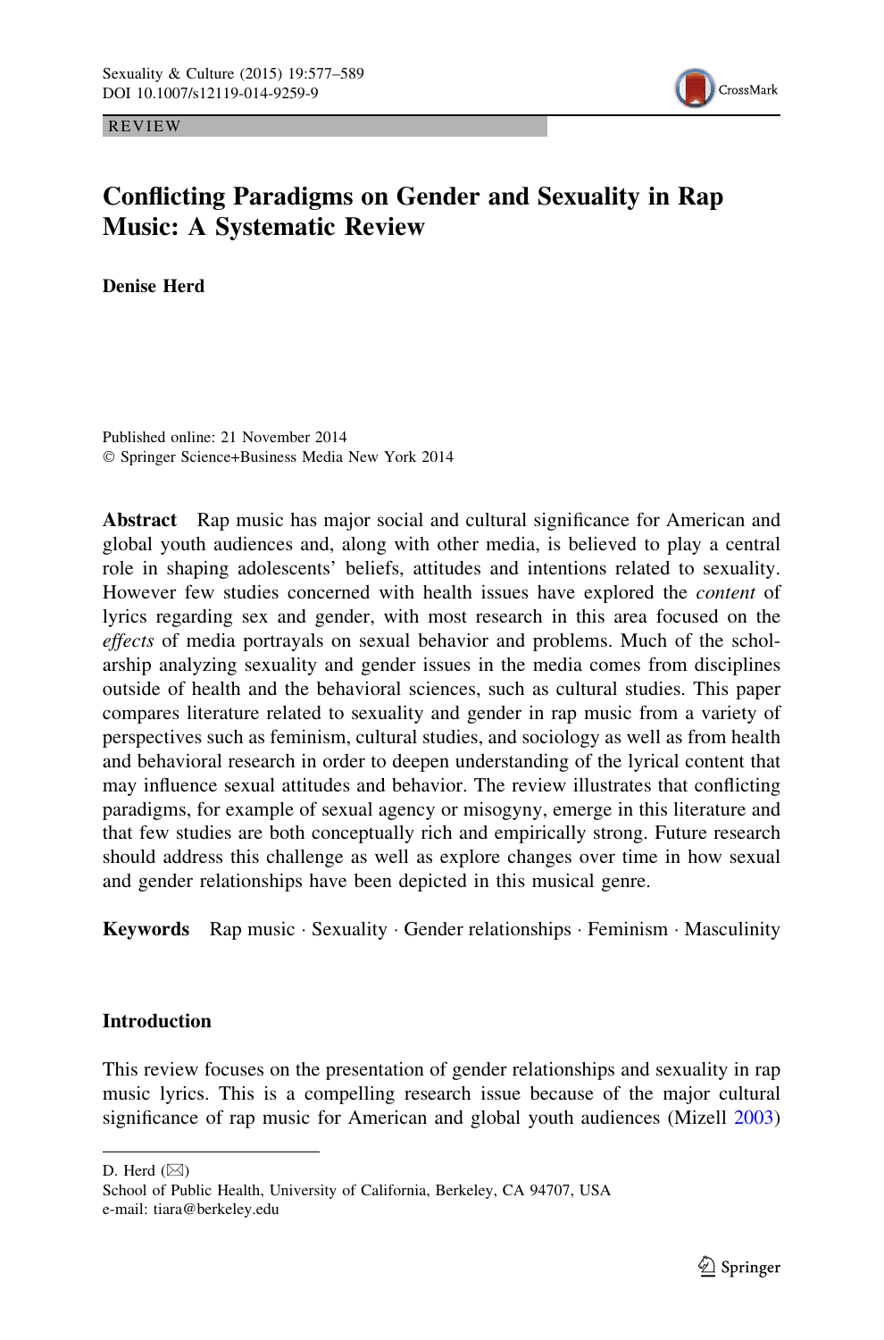REVIEW

# Conflicting Paradigms on Gender and Sexuality in Rap Music: A Systematic Review

**Denise Herd**

Published online: 21 November 2014
© Springer Science+Business Media New York 2014

**Abstract** Rap music has major social and cultural significance for American and global youth audiences and, along with other media, is believed to play a central role in shaping adolescents' beliefs, attitudes and intentions related to sexuality. However few studies concerned with health issues have explored the *content* of lyrics regarding sex and gender, with most research in this area focused on the *effects* of media portrayals on sexual behavior and problems. Much of the scholarship analyzing sexuality and gender issues in the media comes from disciplines outside of health and the behavioral sciences, such as cultural studies. This paper compares literature related to sexuality and gender in rap music from a variety of perspectives such as feminism, cultural studies, and sociology as well as from health and behavioral research in order to deepen understanding of the lyrical content that may influence sexual attitudes and behavior. The review illustrates that conflicting paradigms, for example of sexual agency or misogyny, emerge in this literature and that few studies are both conceptually rich and empirically strong. Future research should address this challenge as well as explore changes over time in how sexual and gender relationships have been depicted in this musical genre.

**Keywords** Rap music · Sexuality · Gender relationships · Feminism · Masculinity

## Introduction

This review focuses on the presentation of gender relationships and sexuality in rap music lyrics. This is a compelling research issue because of the major cultural significance of rap music for American and global youth audiences (Mizell 2003)

---

D. Herd (✉)
School of Public Health, University of California, Berkeley, CA 94707, USA
e-mail: tiara@berkeley.edu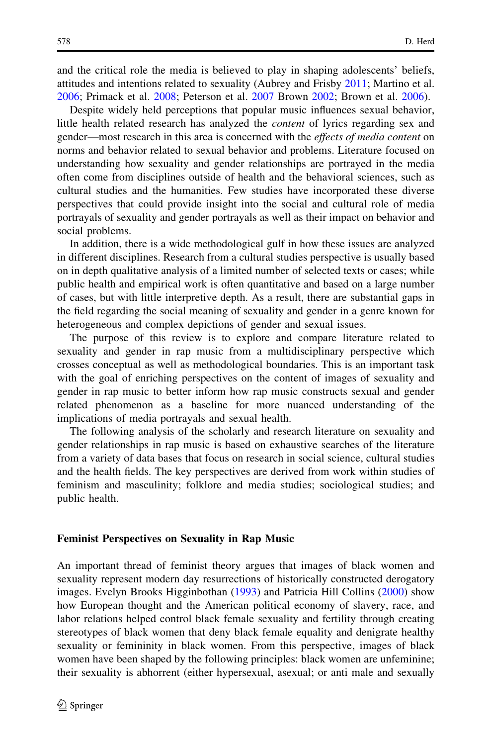and the critical role the media is believed to play in shaping adolescents' beliefs, attitudes and intentions related to sexuality (Aubrey and Frisby 2011; Martino et al. 2006; Primack et al. 2008; Peterson et al. 2007 Brown 2002; Brown et al. 2006).

Despite widely held perceptions that popular music influences sexual behavior, little health related research has analyzed the *content* of lyrics regarding sex and gender—most research in this area is concerned with the *effects of media content* on norms and behavior related to sexual behavior and problems. Literature focused on understanding how sexuality and gender relationships are portrayed in the media often come from disciplines outside of health and the behavioral sciences, such as cultural studies and the humanities. Few studies have incorporated these diverse perspectives that could provide insight into the social and cultural role of media portrayals of sexuality and gender portrayals as well as their impact on behavior and social problems.

In addition, there is a wide methodological gulf in how these issues are analyzed in different disciplines. Research from a cultural studies perspective is usually based on in depth qualitative analysis of a limited number of selected texts or cases; while public health and empirical work is often quantitative and based on a large number of cases, but with little interpretive depth. As a result, there are substantial gaps in the field regarding the social meaning of sexuality and gender in a genre known for heterogeneous and complex depictions of gender and sexual issues.

The purpose of this review is to explore and compare literature related to sexuality and gender in rap music from a multidisciplinary perspective which crosses conceptual as well as methodological boundaries. This is an important task with the goal of enriching perspectives on the content of images of sexuality and gender in rap music to better inform how rap music constructs sexual and gender related phenomenon as a baseline for more nuanced understanding of the implications of media portrayals and sexual health.

The following analysis of the scholarly and research literature on sexuality and gender relationships in rap music is based on exhaustive searches of the literature from a variety of data bases that focus on research in social science, cultural studies and the health fields. The key perspectives are derived from work within studies of feminism and masculinity; folklore and media studies; sociological studies; and public health.

## Feminist Perspectives on Sexuality in Rap Music

An important thread of feminist theory argues that images of black women and sexuality represent modern day resurrections of historically constructed derogatory images. Evelyn Brooks Higginbothan (1993) and Patricia Hill Collins (2000) show how European thought and the American political economy of slavery, race, and labor relations helped control black female sexuality and fertility through creating stereotypes of black women that deny black female equality and denigrate healthy sexuality or femininity in black women. From this perspective, images of black women have been shaped by the following principles: black women are unfeminine; their sexuality is abhorrent (either hypersexual, asexual; or anti male and sexually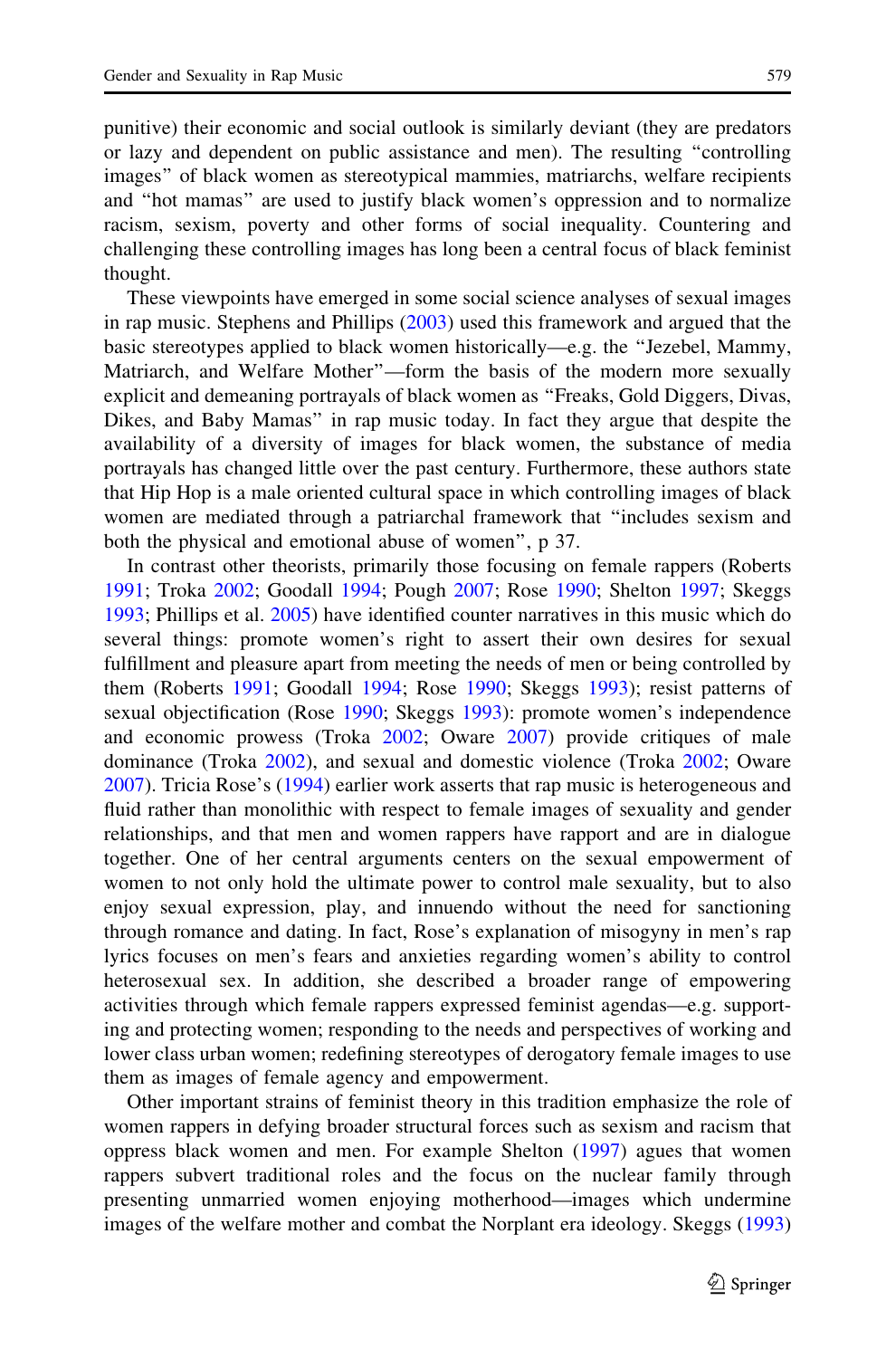punitive) their economic and social outlook is similarly deviant (they are predators or lazy and dependent on public assistance and men). The resulting "controlling images" of black women as stereotypical mammies, matriarchs, welfare recipients and "hot mamas" are used to justify black women's oppression and to normalize racism, sexism, poverty and other forms of social inequality. Countering and challenging these controlling images has long been a central focus of black feminist thought.

These viewpoints have emerged in some social science analyses of sexual images in rap music. Stephens and Phillips (2003) used this framework and argued that the basic stereotypes applied to black women historically—e.g. the "Jezebel, Mammy, Matriarch, and Welfare Mother"—form the basis of the modern more sexually explicit and demeaning portrayals of black women as "Freaks, Gold Diggers, Divas, Dikes, and Baby Mamas" in rap music today. In fact they argue that despite the availability of a diversity of images for black women, the substance of media portrayals has changed little over the past century. Furthermore, these authors state that Hip Hop is a male oriented cultural space in which controlling images of black women are mediated through a patriarchal framework that "includes sexism and both the physical and emotional abuse of women", p 37.

In contrast other theorists, primarily those focusing on female rappers (Roberts 1991; Troka 2002; Goodall 1994; Pough 2007; Rose 1990; Shelton 1997; Skeggs 1993; Phillips et al. 2005) have identified counter narratives in this music which do several things: promote women's right to assert their own desires for sexual fulfillment and pleasure apart from meeting the needs of men or being controlled by them (Roberts 1991; Goodall 1994; Rose 1990; Skeggs 1993); resist patterns of sexual objectification (Rose 1990; Skeggs 1993): promote women's independence and economic prowess (Troka 2002; Oware 2007) provide critiques of male dominance (Troka 2002), and sexual and domestic violence (Troka 2002; Oware 2007). Tricia Rose's (1994) earlier work asserts that rap music is heterogeneous and fluid rather than monolithic with respect to female images of sexuality and gender relationships, and that men and women rappers have rapport and are in dialogue together. One of her central arguments centers on the sexual empowerment of women to not only hold the ultimate power to control male sexuality, but to also enjoy sexual expression, play, and innuendo without the need for sanctioning through romance and dating. In fact, Rose's explanation of misogyny in men's rap lyrics focuses on men's fears and anxieties regarding women's ability to control heterosexual sex. In addition, she described a broader range of empowering activities through which female rappers expressed feminist agendas—e.g. supporting and protecting women; responding to the needs and perspectives of working and lower class urban women; redefining stereotypes of derogatory female images to use them as images of female agency and empowerment.

Other important strains of feminist theory in this tradition emphasize the role of women rappers in defying broader structural forces such as sexism and racism that oppress black women and men. For example Shelton (1997) agues that women rappers subvert traditional roles and the focus on the nuclear family through presenting unmarried women enjoying motherhood—images which undermine images of the welfare mother and combat the Norplant era ideology. Skeggs (1993)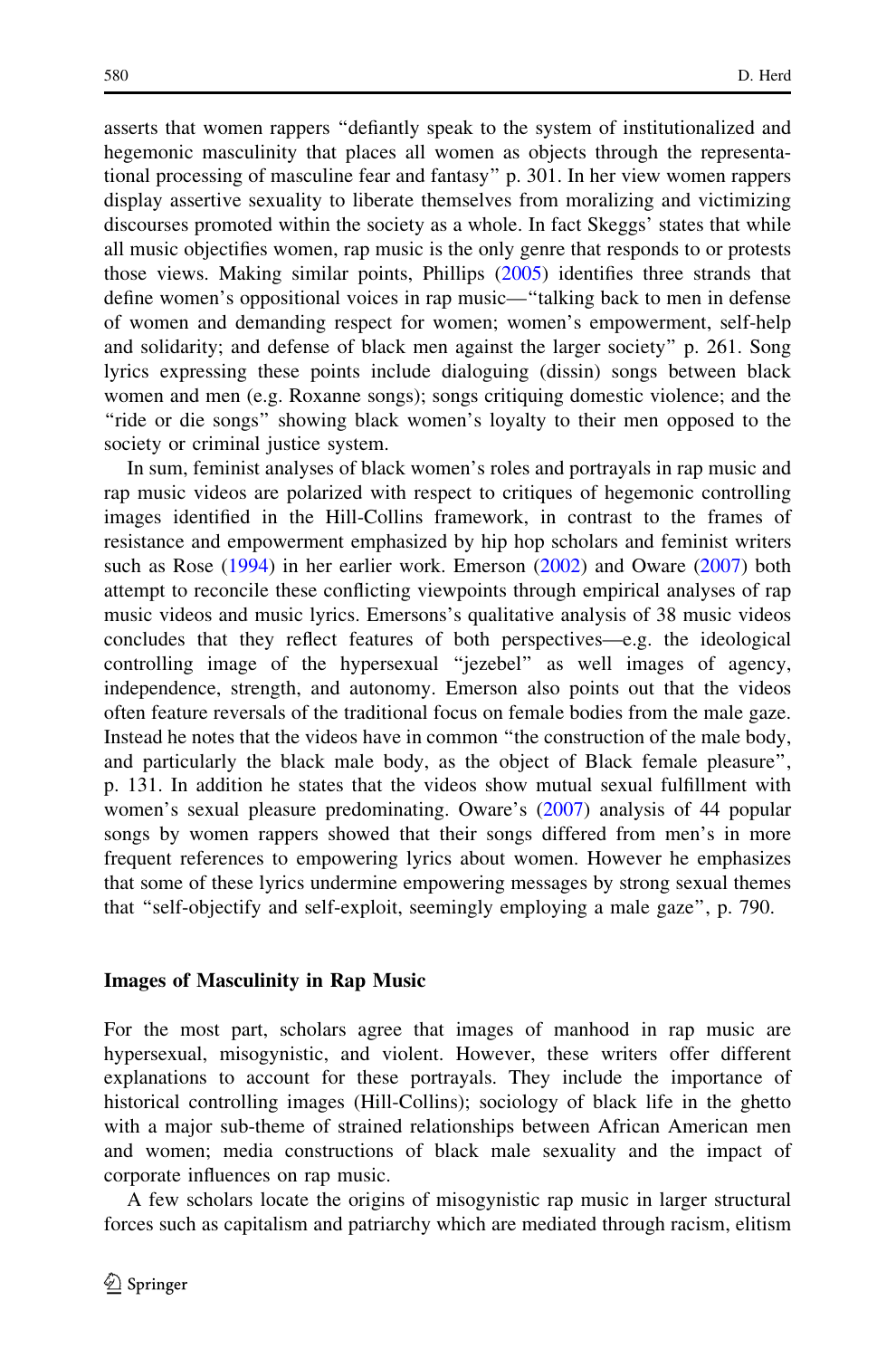asserts that women rappers "defiantly speak to the system of institutionalized and hegemonic masculinity that places all women as objects through the representational processing of masculine fear and fantasy" p. 301. In her view women rappers display assertive sexuality to liberate themselves from moralizing and victimizing discourses promoted within the society as a whole. In fact Skeggs' states that while all music objectifies women, rap music is the only genre that responds to or protests those views. Making similar points, Phillips (2005) identifies three strands that define women's oppositional voices in rap music—"talking back to men in defense of women and demanding respect for women; women's empowerment, self-help and solidarity; and defense of black men against the larger society" p. 261. Song lyrics expressing these points include dialoguing (dissin) songs between black women and men (e.g. Roxanne songs); songs critiquing domestic violence; and the "ride or die songs" showing black women's loyalty to their men opposed to the society or criminal justice system.

In sum, feminist analyses of black women's roles and portrayals in rap music and rap music videos are polarized with respect to critiques of hegemonic controlling images identified in the Hill-Collins framework, in contrast to the frames of resistance and empowerment emphasized by hip hop scholars and feminist writers such as Rose (1994) in her earlier work. Emerson (2002) and Oware (2007) both attempt to reconcile these conflicting viewpoints through empirical analyses of rap music videos and music lyrics. Emersons's qualitative analysis of 38 music videos concludes that they reflect features of both perspectives—e.g. the ideological controlling image of the hypersexual "jezebel" as well images of agency, independence, strength, and autonomy. Emerson also points out that the videos often feature reversals of the traditional focus on female bodies from the male gaze. Instead he notes that the videos have in common "the construction of the male body, and particularly the black male body, as the object of Black female pleasure", p. 131. In addition he states that the videos show mutual sexual fulfillment with women's sexual pleasure predominating. Oware's (2007) analysis of 44 popular songs by women rappers showed that their songs differed from men's in more frequent references to empowering lyrics about women. However he emphasizes that some of these lyrics undermine empowering messages by strong sexual themes that "self-objectify and self-exploit, seemingly employing a male gaze", p. 790.

### Images of Masculinity in Rap Music

For the most part, scholars agree that images of manhood in rap music are hypersexual, misogynistic, and violent. However, these writers offer different explanations to account for these portrayals. They include the importance of historical controlling images (Hill-Collins); sociology of black life in the ghetto with a major sub-theme of strained relationships between African American men and women; media constructions of black male sexuality and the impact of corporate influences on rap music.

A few scholars locate the origins of misogynistic rap music in larger structural forces such as capitalism and patriarchy which are mediated through racism, elitism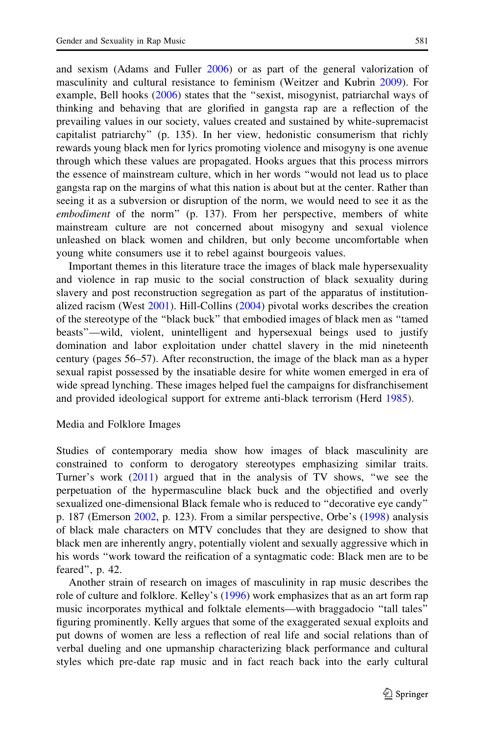and sexism (Adams and Fuller 2006) or as part of the general valorization of masculinity and cultural resistance to feminism (Weitzer and Kubrin 2009). For example, Bell hooks (2006) states that the "sexist, misogynist, patriarchal ways of thinking and behaving that are glorified in gangsta rap are a reflection of the prevailing values in our society, values created and sustained by white-supremacist capitalist patriarchy" (p. 135). In her view, hedonistic consumerism that richly rewards young black men for lyrics promoting violence and misogyny is one avenue through which these values are propagated. Hooks argues that this process mirrors the essence of mainstream culture, which in her words "would not lead us to place gangsta rap on the margins of what this nation is about but at the center. Rather than seeing it as a subversion or disruption of the norm, we would need to see it as the *embodiment* of the norm" (p. 137). From her perspective, members of white mainstream culture are not concerned about misogyny and sexual violence unleashed on black women and children, but only become uncomfortable when young white consumers use it to rebel against bourgeois values.

Important themes in this literature trace the images of black male hypersexuality and violence in rap music to the social construction of black sexuality during slavery and post reconstruction segregation as part of the apparatus of institutionalized racism (West 2001). Hill-Collins (2004) pivotal works describes the creation of the stereotype of the "black buck" that embodied images of black men as "tamed beasts"—wild, violent, unintelligent and hypersexual beings used to justify domination and labor exploitation under chattel slavery in the mid nineteenth century (pages 56–57). After reconstruction, the image of the black man as a hyper sexual rapist possessed by the insatiable desire for white women emerged in era of wide spread lynching. These images helped fuel the campaigns for disfranchisement and provided ideological support for extreme anti-black terrorism (Herd 1985).

## Media and Folklore Images

Studies of contemporary media show how images of black masculinity are constrained to conform to derogatory stereotypes emphasizing similar traits. Turner's work (2011) argued that in the analysis of TV shows, "we see the perpetuation of the hypermasculine black buck and the objectified and overly sexualized one-dimensional Black female who is reduced to "decorative eye candy" p. 187 (Emerson 2002, p. 123). From a similar perspective, Orbe's (1998) analysis of black male characters on MTV concludes that they are designed to show that black men are inherently angry, potentially violent and sexually aggressive which in his words "work toward the reification of a syntagmatic code: Black men are to be feared", p. 42.

Another strain of research on images of masculinity in rap music describes the role of culture and folklore. Kelley's (1996) work emphasizes that as an art form rap music incorporates mythical and folktale elements—with braggadocio "tall tales" figuring prominently. Kelly argues that some of the exaggerated sexual exploits and put downs of women are less a reflection of real life and social relations than of verbal dueling and one upmanship characterizing black performance and cultural styles which pre-date rap music and in fact reach back into the early cultural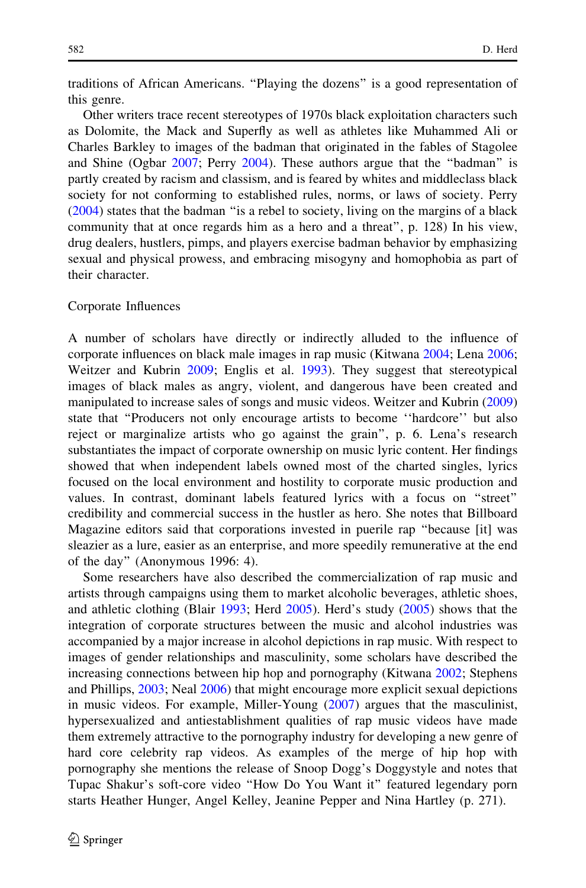traditions of African Americans. "Playing the dozens" is a good representation of this genre.

Other writers trace recent stereotypes of 1970s black exploitation characters such as Dolomite, the Mack and Superfly as well as athletes like Muhammed Ali or Charles Barkley to images of the badman that originated in the fables of Stagolee and Shine (Ogbar 2007; Perry 2004). These authors argue that the "badman" is partly created by racism and classism, and is feared by whites and middleclass black society for not conforming to established rules, norms, or laws of society. Perry (2004) states that the badman "is a rebel to society, living on the margins of a black community that at once regards him as a hero and a threat", p. 128) In his view, drug dealers, hustlers, pimps, and players exercise badman behavior by emphasizing sexual and physical prowess, and embracing misogyny and homophobia as part of their character.

## Corporate Influences

A number of scholars have directly or indirectly alluded to the influence of corporate influences on black male images in rap music (Kitwana 2004; Lena 2006; Weitzer and Kubrin 2009; Englis et al. 1993). They suggest that stereotypical images of black males as angry, violent, and dangerous have been created and manipulated to increase sales of songs and music videos. Weitzer and Kubrin (2009) state that "Producers not only encourage artists to become ''hardcore'' but also reject or marginalize artists who go against the grain", p. 6. Lena's research substantiates the impact of corporate ownership on music lyric content. Her findings showed that when independent labels owned most of the charted singles, lyrics focused on the local environment and hostility to corporate music production and values. In contrast, dominant labels featured lyrics with a focus on "street" credibility and commercial success in the hustler as hero. She notes that Billboard Magazine editors said that corporations invested in puerile rap "because [it] was sleazier as a lure, easier as an enterprise, and more speedily remunerative at the end of the day" (Anonymous 1996: 4).

Some researchers have also described the commercialization of rap music and artists through campaigns using them to market alcoholic beverages, athletic shoes, and athletic clothing (Blair 1993; Herd 2005). Herd's study (2005) shows that the integration of corporate structures between the music and alcohol industries was accompanied by a major increase in alcohol depictions in rap music. With respect to images of gender relationships and masculinity, some scholars have described the increasing connections between hip hop and pornography (Kitwana 2002; Stephens and Phillips, 2003; Neal 2006) that might encourage more explicit sexual depictions in music videos. For example, Miller-Young (2007) argues that the masculinist, hypersexualized and antiestablishment qualities of rap music videos have made them extremely attractive to the pornography industry for developing a new genre of hard core celebrity rap videos. As examples of the merge of hip hop with pornography she mentions the release of Snoop Dogg's Doggystyle and notes that Tupac Shakur's soft-core video "How Do You Want it" featured legendary porn starts Heather Hunger, Angel Kelley, Jeanine Pepper and Nina Hartley (p. 271).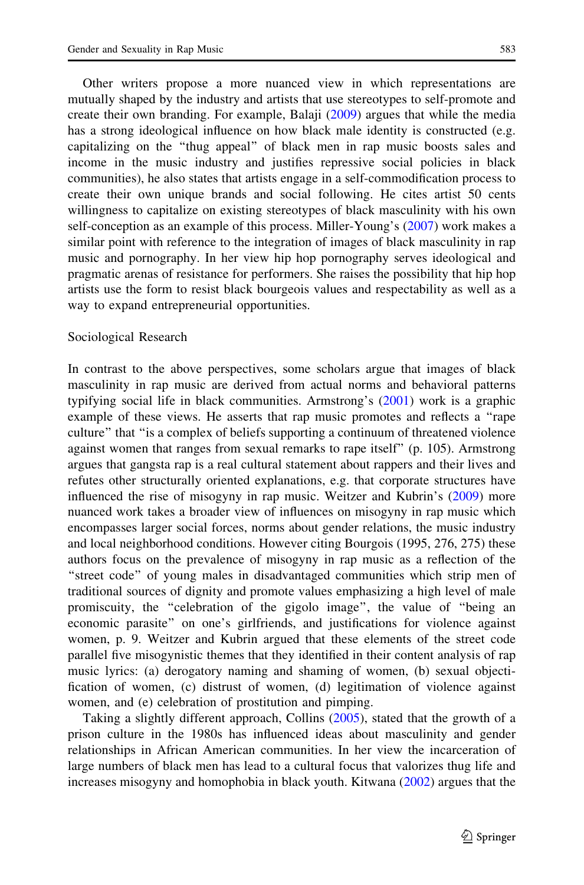Other writers propose a more nuanced view in which representations are mutually shaped by the industry and artists that use stereotypes to self-promote and create their own branding. For example, Balaji (2009) argues that while the media has a strong ideological influence on how black male identity is constructed (e.g. capitalizing on the "thug appeal" of black men in rap music boosts sales and income in the music industry and justifies repressive social policies in black communities), he also states that artists engage in a self-commodification process to create their own unique brands and social following. He cites artist 50 cents willingness to capitalize on existing stereotypes of black masculinity with his own self-conception as an example of this process. Miller-Young's (2007) work makes a similar point with reference to the integration of images of black masculinity in rap music and pornography. In her view hip hop pornography serves ideological and pragmatic arenas of resistance for performers. She raises the possibility that hip hop artists use the form to resist black bourgeois values and respectability as well as a way to expand entrepreneurial opportunities.

## Sociological Research

In contrast to the above perspectives, some scholars argue that images of black masculinity in rap music are derived from actual norms and behavioral patterns typifying social life in black communities. Armstrong's (2001) work is a graphic example of these views. He asserts that rap music promotes and reflects a "rape culture" that "is a complex of beliefs supporting a continuum of threatened violence against women that ranges from sexual remarks to rape itself" (p. 105). Armstrong argues that gangsta rap is a real cultural statement about rappers and their lives and refutes other structurally oriented explanations, e.g. that corporate structures have influenced the rise of misogyny in rap music. Weitzer and Kubrin's (2009) more nuanced work takes a broader view of influences on misogyny in rap music which encompasses larger social forces, norms about gender relations, the music industry and local neighborhood conditions. However citing Bourgois (1995, 276, 275) these authors focus on the prevalence of misogyny in rap music as a reflection of the "street code" of young males in disadvantaged communities which strip men of traditional sources of dignity and promote values emphasizing a high level of male promiscuity, the "celebration of the gigolo image", the value of "being an economic parasite" on one's girlfriends, and justifications for violence against women, p. 9. Weitzer and Kubrin argued that these elements of the street code parallel five misogynistic themes that they identified in their content analysis of rap music lyrics: (a) derogatory naming and shaming of women, (b) sexual objectification of women, (c) distrust of women, (d) legitimation of violence against women, and (e) celebration of prostitution and pimping.

Taking a slightly different approach, Collins (2005), stated that the growth of a prison culture in the 1980s has influenced ideas about masculinity and gender relationships in African American communities. In her view the incarceration of large numbers of black men has lead to a cultural focus that valorizes thug life and increases misogyny and homophobia in black youth. Kitwana (2002) argues that the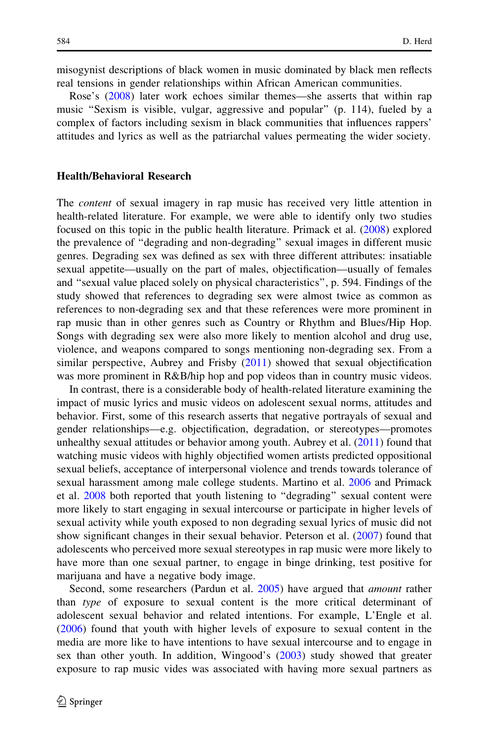misogynist descriptions of black women in music dominated by black men reflects real tensions in gender relationships within African American communities.

Rose's (2008) later work echoes similar themes—she asserts that within rap music "Sexism is visible, vulgar, aggressive and popular" (p. 114), fueled by a complex of factors including sexism in black communities that influences rappers' attitudes and lyrics as well as the patriarchal values permeating the wider society.

## Health/Behavioral Research

The *content* of sexual imagery in rap music has received very little attention in health-related literature. For example, we were able to identify only two studies focused on this topic in the public health literature. Primack et al. (2008) explored the prevalence of "degrading and non-degrading" sexual images in different music genres. Degrading sex was defined as sex with three different attributes: insatiable sexual appetite—usually on the part of males, objectification—usually of females and "sexual value placed solely on physical characteristics", p. 594. Findings of the study showed that references to degrading sex were almost twice as common as references to non-degrading sex and that these references were more prominent in rap music than in other genres such as Country or Rhythm and Blues/Hip Hop. Songs with degrading sex were also more likely to mention alcohol and drug use, violence, and weapons compared to songs mentioning non-degrading sex. From a similar perspective, Aubrey and Frisby (2011) showed that sexual objectification was more prominent in R&B/hip hop and pop videos than in country music videos.

In contrast, there is a considerable body of health-related literature examining the impact of music lyrics and music videos on adolescent sexual norms, attitudes and behavior. First, some of this research asserts that negative portrayals of sexual and gender relationships—e.g. objectification, degradation, or stereotypes—promotes unhealthy sexual attitudes or behavior among youth. Aubrey et al. (2011) found that watching music videos with highly objectified women artists predicted oppositional sexual beliefs, acceptance of interpersonal violence and trends towards tolerance of sexual harassment among male college students. Martino et al. 2006 and Primack et al. 2008 both reported that youth listening to "degrading" sexual content were more likely to start engaging in sexual intercourse or participate in higher levels of sexual activity while youth exposed to non degrading sexual lyrics of music did not show significant changes in their sexual behavior. Peterson et al. (2007) found that adolescents who perceived more sexual stereotypes in rap music were more likely to have more than one sexual partner, to engage in binge drinking, test positive for marijuana and have a negative body image.

Second, some researchers (Pardun et al. 2005) have argued that *amount* rather than *type* of exposure to sexual content is the more critical determinant of adolescent sexual behavior and related intentions. For example, L'Engle et al. (2006) found that youth with higher levels of exposure to sexual content in the media are more like to have intentions to have sexual intercourse and to engage in sex than other youth. In addition, Wingood's (2003) study showed that greater exposure to rap music vides was associated with having more sexual partners as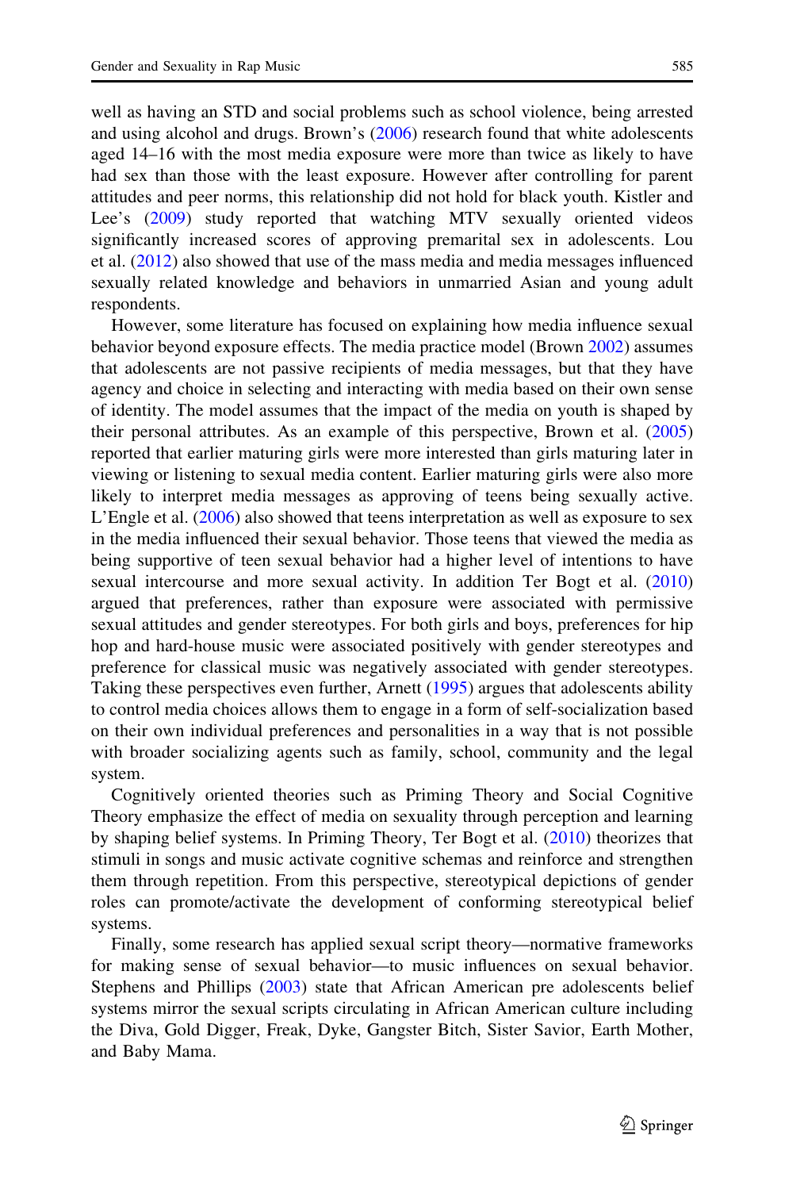well as having an STD and social problems such as school violence, being arrested and using alcohol and drugs. Brown's (2006) research found that white adolescents aged 14–16 with the most media exposure were more than twice as likely to have had sex than those with the least exposure. However after controlling for parent attitudes and peer norms, this relationship did not hold for black youth. Kistler and Lee's (2009) study reported that watching MTV sexually oriented videos significantly increased scores of approving premarital sex in adolescents. Lou et al. (2012) also showed that use of the mass media and media messages influenced sexually related knowledge and behaviors in unmarried Asian and young adult respondents.

However, some literature has focused on explaining how media influence sexual behavior beyond exposure effects. The media practice model (Brown 2002) assumes that adolescents are not passive recipients of media messages, but that they have agency and choice in selecting and interacting with media based on their own sense of identity. The model assumes that the impact of the media on youth is shaped by their personal attributes. As an example of this perspective, Brown et al. (2005) reported that earlier maturing girls were more interested than girls maturing later in viewing or listening to sexual media content. Earlier maturing girls were also more likely to interpret media messages as approving of teens being sexually active. L'Engle et al. (2006) also showed that teens interpretation as well as exposure to sex in the media influenced their sexual behavior. Those teens that viewed the media as being supportive of teen sexual behavior had a higher level of intentions to have sexual intercourse and more sexual activity. In addition Ter Bogt et al. (2010) argued that preferences, rather than exposure were associated with permissive sexual attitudes and gender stereotypes. For both girls and boys, preferences for hip hop and hard-house music were associated positively with gender stereotypes and preference for classical music was negatively associated with gender stereotypes. Taking these perspectives even further, Arnett (1995) argues that adolescents ability to control media choices allows them to engage in a form of self-socialization based on their own individual preferences and personalities in a way that is not possible with broader socializing agents such as family, school, community and the legal system.

Cognitively oriented theories such as Priming Theory and Social Cognitive Theory emphasize the effect of media on sexuality through perception and learning by shaping belief systems. In Priming Theory, Ter Bogt et al. (2010) theorizes that stimuli in songs and music activate cognitive schemas and reinforce and strengthen them through repetition. From this perspective, stereotypical depictions of gender roles can promote/activate the development of conforming stereotypical belief systems.

Finally, some research has applied sexual script theory—normative frameworks for making sense of sexual behavior—to music influences on sexual behavior. Stephens and Phillips (2003) state that African American pre adolescents belief systems mirror the sexual scripts circulating in African American culture including the Diva, Gold Digger, Freak, Dyke, Gangster Bitch, Sister Savior, Earth Mother, and Baby Mama.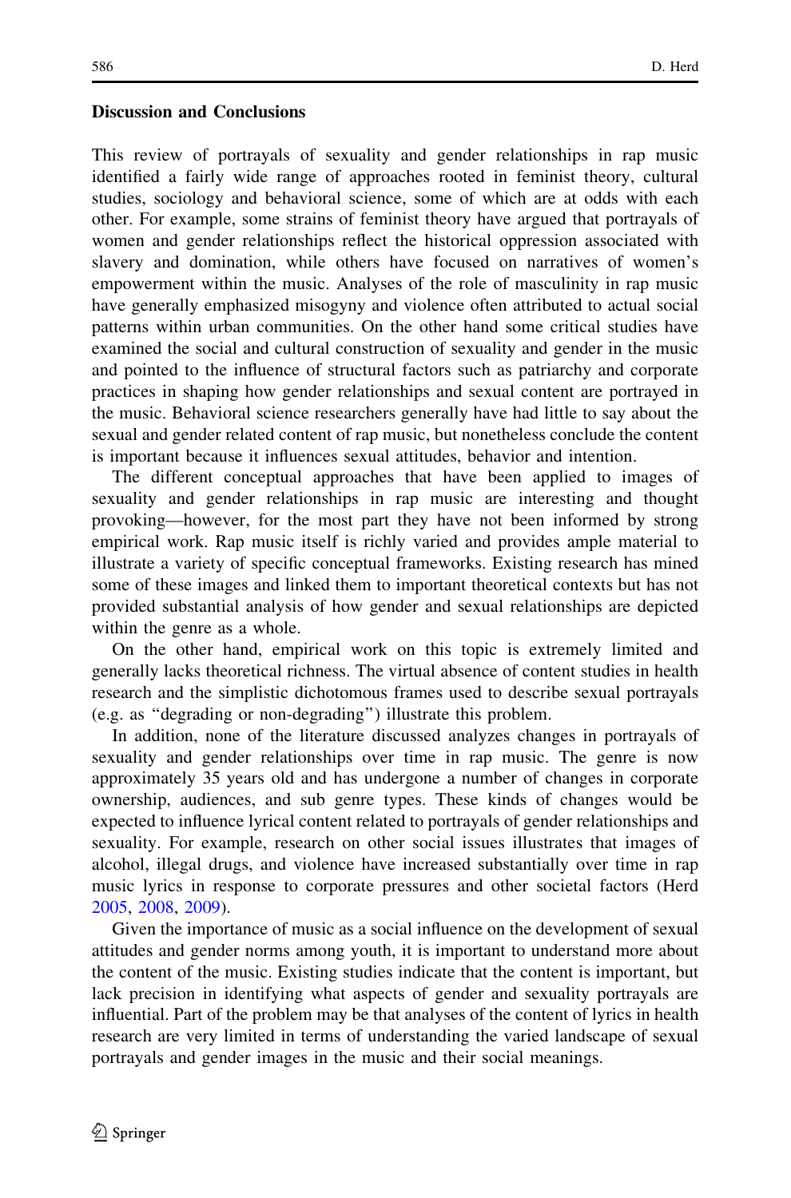### Discussion and Conclusions

This review of portrayals of sexuality and gender relationships in rap music identified a fairly wide range of approaches rooted in feminist theory, cultural studies, sociology and behavioral science, some of which are at odds with each other. For example, some strains of feminist theory have argued that portrayals of women and gender relationships reflect the historical oppression associated with slavery and domination, while others have focused on narratives of women's empowerment within the music. Analyses of the role of masculinity in rap music have generally emphasized misogyny and violence often attributed to actual social patterns within urban communities. On the other hand some critical studies have examined the social and cultural construction of sexuality and gender in the music and pointed to the influence of structural factors such as patriarchy and corporate practices in shaping how gender relationships and sexual content are portrayed in the music. Behavioral science researchers generally have had little to say about the sexual and gender related content of rap music, but nonetheless conclude the content is important because it influences sexual attitudes, behavior and intention.

The different conceptual approaches that have been applied to images of sexuality and gender relationships in rap music are interesting and thought provoking—however, for the most part they have not been informed by strong empirical work. Rap music itself is richly varied and provides ample material to illustrate a variety of specific conceptual frameworks. Existing research has mined some of these images and linked them to important theoretical contexts but has not provided substantial analysis of how gender and sexual relationships are depicted within the genre as a whole.

On the other hand, empirical work on this topic is extremely limited and generally lacks theoretical richness. The virtual absence of content studies in health research and the simplistic dichotomous frames used to describe sexual portrayals (e.g. as "degrading or non-degrading") illustrate this problem.

In addition, none of the literature discussed analyzes changes in portrayals of sexuality and gender relationships over time in rap music. The genre is now approximately 35 years old and has undergone a number of changes in corporate ownership, audiences, and sub genre types. These kinds of changes would be expected to influence lyrical content related to portrayals of gender relationships and sexuality. For example, research on other social issues illustrates that images of alcohol, illegal drugs, and violence have increased substantially over time in rap music lyrics in response to corporate pressures and other societal factors (Herd 2005, 2008, 2009).

Given the importance of music as a social influence on the development of sexual attitudes and gender norms among youth, it is important to understand more about the content of the music. Existing studies indicate that the content is important, but lack precision in identifying what aspects of gender and sexuality portrayals are influential. Part of the problem may be that analyses of the content of lyrics in health research are very limited in terms of understanding the varied landscape of sexual portrayals and gender images in the music and their social meanings.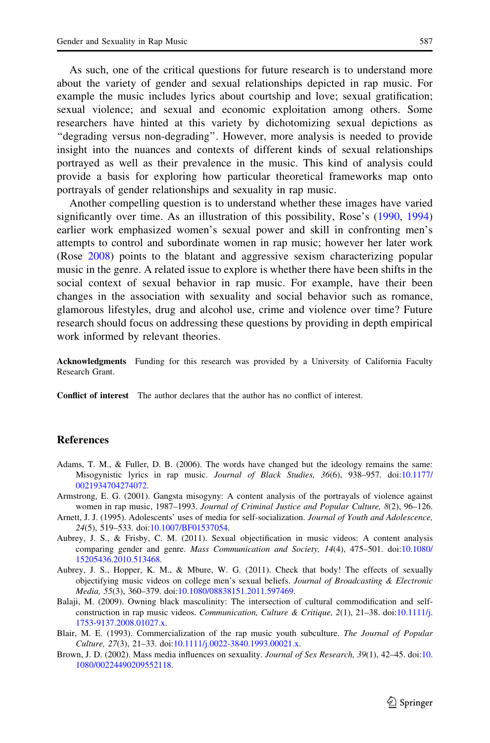As such, one of the critical questions for future research is to understand more about the variety of gender and sexual relationships depicted in rap music. For example the music includes lyrics about courtship and love; sexual gratification; sexual violence; and sexual and economic exploitation among others. Some researchers have hinted at this variety by dichotomizing sexual depictions as "degrading versus non-degrading". However, more analysis is needed to provide insight into the nuances and contexts of different kinds of sexual relationships portrayed as well as their prevalence in the music. This kind of analysis could provide a basis for exploring how particular theoretical frameworks map onto portrayals of gender relationships and sexuality in rap music.

Another compelling question is to understand whether these images have varied significantly over time. As an illustration of this possibility, Rose's (1990, 1994) earlier work emphasized women's sexual power and skill in confronting men's attempts to control and subordinate women in rap music; however her later work (Rose 2008) points to the blatant and aggressive sexism characterizing popular music in the genre. A related issue to explore is whether there have been shifts in the social context of sexual behavior in rap music. For example, have their been changes in the association with sexuality and social behavior such as romance, glamorous lifestyles, drug and alcohol use, crime and violence over time? Future research should focus on addressing these questions by providing in depth empirical work informed by relevant theories.

**Acknowledgments** Funding for this research was provided by a University of California Faculty Research Grant.

**Conflict of interest** The author declares that the author has no conflict of interest.

## References

Adams, T. M., & Fuller, D. B. (2006). The words have changed but the ideology remains the same: Misogynistic lyrics in rap music. *Journal of Black Studies, 36*(6), 938–957. doi:10.1177/0021934704274072.

Armstrong, E. G. (2001). Gangsta misogyny: A content analysis of the portrayals of violence against women in rap music, 1987–1993. *Journal of Criminal Justice and Popular Culture, 8*(2), 96–126.

Arnett, J. J. (1995). Adolescents' uses of media for self-socialization. *Journal of Youth and Adolescence, 24*(5), 519–533. doi:10.1007/BF01537054.

Aubrey, J. S., & Frisby, C. M. (2011). Sexual objectification in music videos: A content analysis comparing gender and genre. *Mass Communication and Society, 14*(4), 475–501. doi:10.1080/15205436.2010.513468.

Aubrey, J. S., Hopper, K. M., & Mbure, W. G. (2011). Check that body! The effects of sexually objectifying music videos on college men's sexual beliefs. *Journal of Broadcasting & Electronic Media, 55*(3), 360–379. doi:10.1080/08838151.2011.597469.

Balaji, M. (2009). Owning black masculinity: The intersection of cultural commodification and self-construction in rap music videos. *Communication, Culture & Critique, 2*(1), 21–38. doi:10.1111/j.1753-9137.2008.01027.x.

Blair, M. E. (1993). Commercialization of the rap music youth subculture. *The Journal of Popular Culture, 27*(3), 21–33. doi:10.1111/j.0022-3840.1993.00021.x.

Brown, J. D. (2002). Mass media influences on sexuality. *Journal of Sex Research, 39*(1), 42–45. doi:10.1080/00224490209552118.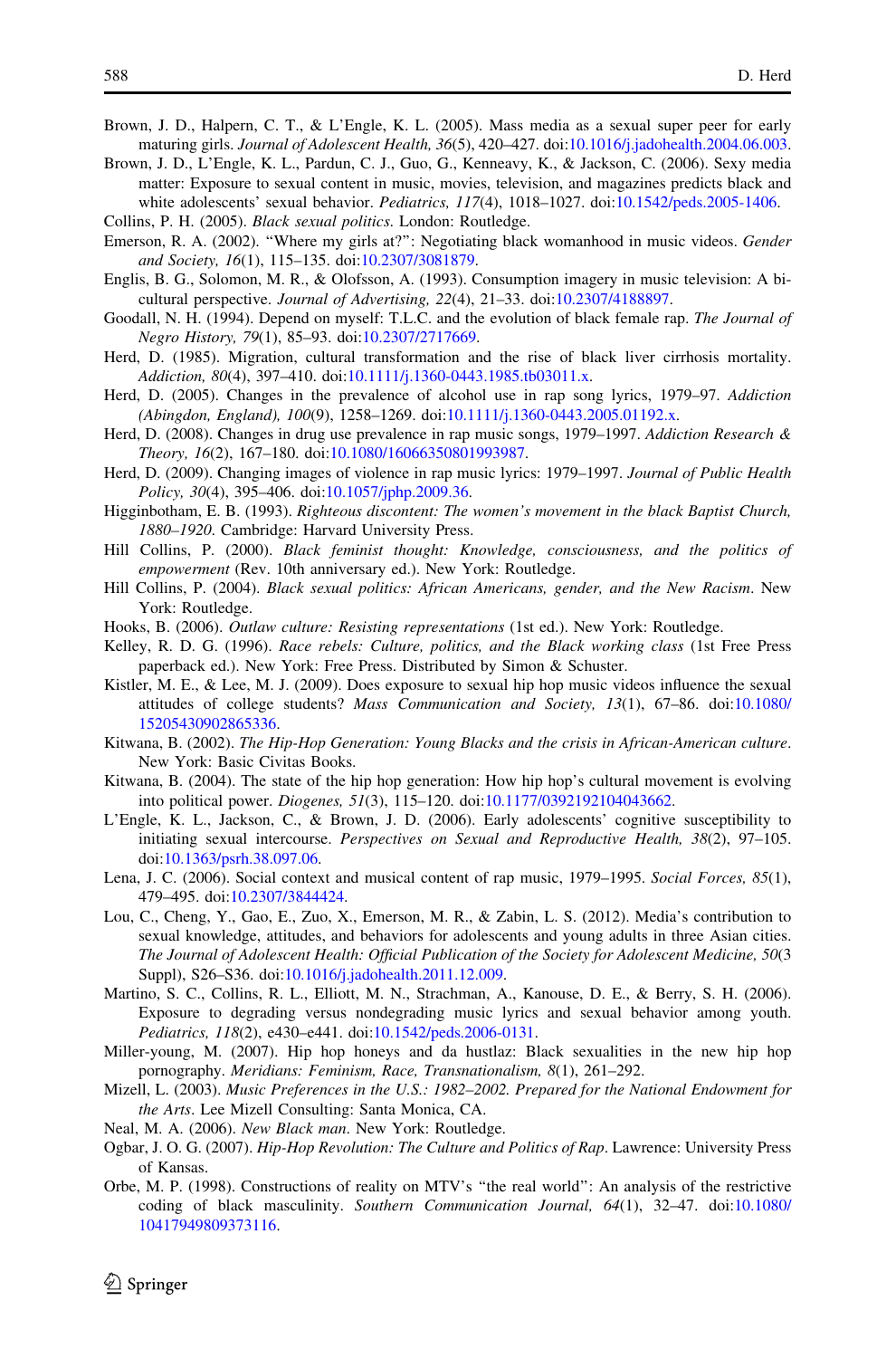Brown, J. D., Halpern, C. T., & L'Engle, K. L. (2005). Mass media as a sexual super peer for early maturing girls. *Journal of Adolescent Health, 36*(5), 420–427. doi:10.1016/j.jadohealth.2004.06.003.

Brown, J. D., L'Engle, K. L., Pardun, C. J., Guo, G., Kenneavy, K., & Jackson, C. (2006). Sexy media matter: Exposure to sexual content in music, movies, television, and magazines predicts black and white adolescents' sexual behavior. *Pediatrics, 117*(4), 1018–1027. doi:10.1542/peds.2005-1406.

Collins, P. H. (2005). *Black sexual politics*. London: Routledge.

Emerson, R. A. (2002). "Where my girls at?": Negotiating black womanhood in music videos. *Gender and Society, 16*(1), 115–135. doi:10.2307/3081879.

Englis, B. G., Solomon, M. R., & Olofsson, A. (1993). Consumption imagery in music television: A bi-cultural perspective. *Journal of Advertising, 22*(4), 21–33. doi:10.2307/4188897.

Goodall, N. H. (1994). Depend on myself: T.L.C. and the evolution of black female rap. *The Journal of Negro History, 79*(1), 85–93. doi:10.2307/2717669.

Herd, D. (1985). Migration, cultural transformation and the rise of black liver cirrhosis mortality. *Addiction, 80*(4), 397–410. doi:10.1111/j.1360-0443.1985.tb03011.x.

Herd, D. (2005). Changes in the prevalence of alcohol use in rap song lyrics, 1979–97. *Addiction (Abingdon, England), 100*(9), 1258–1269. doi:10.1111/j.1360-0443.2005.01192.x.

Herd, D. (2008). Changes in drug use prevalence in rap music songs, 1979–1997. *Addiction Research & Theory, 16*(2), 167–180. doi:10.1080/16066350801993987.

Herd, D. (2009). Changing images of violence in rap music lyrics: 1979–1997. *Journal of Public Health Policy, 30*(4), 395–406. doi:10.1057/jphp.2009.36.

Higginbotham, E. B. (1993). *Righteous discontent: The women's movement in the black Baptist Church, 1880–1920*. Cambridge: Harvard University Press.

Hill Collins, P. (2000). *Black feminist thought: Knowledge, consciousness, and the politics of empowerment* (Rev. 10th anniversary ed.). New York: Routledge.

Hill Collins, P. (2004). *Black sexual politics: African Americans, gender, and the New Racism*. New York: Routledge.

Hooks, B. (2006). *Outlaw culture: Resisting representations* (1st ed.). New York: Routledge.

Kelley, R. D. G. (1996). *Race rebels: Culture, politics, and the Black working class* (1st Free Press paperback ed.). New York: Free Press. Distributed by Simon & Schuster.

Kistler, M. E., & Lee, M. J. (2009). Does exposure to sexual hip hop music videos influence the sexual attitudes of college students? *Mass Communication and Society, 13*(1), 67–86. doi:10.1080/15205430902865336.

Kitwana, B. (2002). *The Hip-Hop Generation: Young Blacks and the crisis in African-American culture*. New York: Basic Civitas Books.

Kitwana, B. (2004). The state of the hip hop generation: How hip hop's cultural movement is evolving into political power. *Diogenes, 51*(3), 115–120. doi:10.1177/0392192104043662.

L'Engle, K. L., Jackson, C., & Brown, J. D. (2006). Early adolescents' cognitive susceptibility to initiating sexual intercourse. *Perspectives on Sexual and Reproductive Health, 38*(2), 97–105. doi:10.1363/psrh.38.097.06.

Lena, J. C. (2006). Social context and musical content of rap music, 1979–1995. *Social Forces, 85*(1), 479–495. doi:10.2307/3844424.

Lou, C., Cheng, Y., Gao, E., Zuo, X., Emerson, M. R., & Zabin, L. S. (2012). Media's contribution to sexual knowledge, attitudes, and behaviors for adolescents and young adults in three Asian cities. *The Journal of Adolescent Health: Official Publication of the Society for Adolescent Medicine, 50*(3 Suppl), S26–S36. doi:10.1016/j.jadohealth.2011.12.009.

Martino, S. C., Collins, R. L., Elliott, M. N., Strachman, A., Kanouse, D. E., & Berry, S. H. (2006). Exposure to degrading versus nondegrading music lyrics and sexual behavior among youth. *Pediatrics, 118*(2), e430–e441. doi:10.1542/peds.2006-0131.

Miller-young, M. (2007). Hip hop honeys and da hustlaz: Black sexualities in the new hip hop pornography. *Meridians: Feminism, Race, Transnationalism, 8*(1), 261–292.

Mizell, L. (2003). *Music Preferences in the U.S.: 1982–2002. Prepared for the National Endowment for the Arts*. Lee Mizell Consulting: Santa Monica, CA.

Neal, M. A. (2006). *New Black man*. New York: Routledge.

Ogbar, J. O. G. (2007). *Hip-Hop Revolution: The Culture and Politics of Rap*. Lawrence: University Press of Kansas.

Orbe, M. P. (1998). Constructions of reality on MTV's "the real world": An analysis of the restrictive coding of black masculinity. *Southern Communication Journal, 64*(1), 32–47. doi:10.1080/10417949809373116.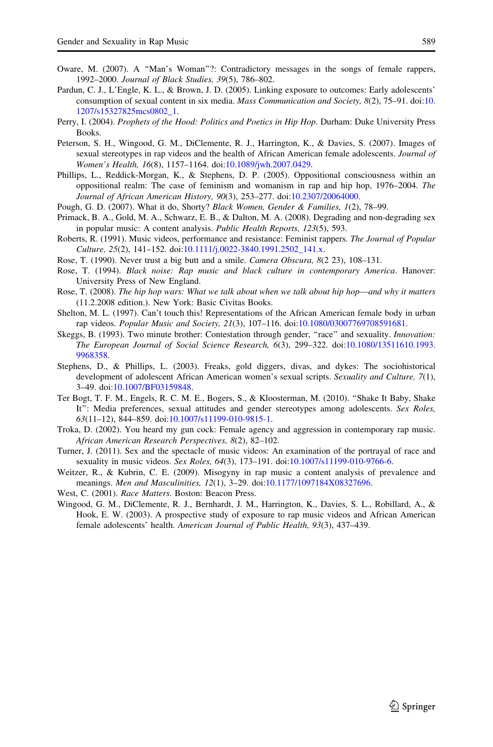Oware, M. (2007). A "Man's Woman"?: Contradictory messages in the songs of female rappers, 1992–2000. *Journal of Black Studies, 39*(5), 786–802.

Pardun, C. J., L'Engle, K. L., & Brown, J. D. (2005). Linking exposure to outcomes: Early adolescents' consumption of sexual content in six media. *Mass Communication and Society, 8*(2), 75–91. doi:10.1207/s15327825mcs0802_1.

Perry, I. (2004). *Prophets of the Hood: Politics and Poetics in Hip Hop*. Durham: Duke University Press Books.

Peterson, S. H., Wingood, G. M., DiClemente, R. J., Harrington, K., & Davies, S. (2007). Images of sexual stereotypes in rap videos and the health of African American female adolescents. *Journal of Women's Health, 16*(8), 1157–1164. doi:10.1089/jwh.2007.0429.

Phillips, L., Reddick-Morgan, K., & Stephens, D. P. (2005). Oppositional consciousness within an oppositional realm: The case of feminism and womanism in rap and hip hop, 1976–2004. *The Journal of African American History, 90*(3), 253–277. doi:10.2307/20064000.

Pough, G. D. (2007). What it do, Shorty? *Black Women, Gender & Families, 1*(2), 78–99.

Primack, B. A., Gold, M. A., Schwarz, E. B., & Dalton, M. A. (2008). Degrading and non-degrading sex in popular music: A content analysis. *Public Health Reports, 123*(5), 593.

Roberts, R. (1991). Music videos, performance and resistance: Feminist rappers. *The Journal of Popular Culture, 25*(2), 141–152. doi:10.1111/j.0022-3840.1991.2502_141.x.

Rose, T. (1990). Never trust a big butt and a smile. *Camera Obscura, 8*(2 23), 108–131.

Rose, T. (1994). *Black noise: Rap music and black culture in contemporary America*. Hanover: University Press of New England.

Rose, T. (2008). *The hip hop wars: What we talk about when we talk about hip hop—and why it matters* (11.2.2008 edition.). New York: Basic Civitas Books.

Shelton, M. L. (1997). Can't touch this! Representations of the African American female body in urban rap videos. *Popular Music and Society, 21*(3), 107–116. doi:10.1080/03007769708591681.

Skeggs, B. (1993). Two minute brother: Contestation through gender, "race" and sexuality. *Innovation: The European Journal of Social Science Research, 6*(3), 299–322. doi:10.1080/13511610.1993.9968358.

Stephens, D., & Phillips, L. (2003). Freaks, gold diggers, divas, and dykes: The sociohistorical development of adolescent African American women's sexual scripts. *Sexuality and Culture, 7*(1), 3–49. doi:10.1007/BF03159848.

Ter Bogt, T. F. M., Engels, R. C. M. E., Bogers, S., & Kloosterman, M. (2010). "Shake It Baby, Shake It": Media preferences, sexual attitudes and gender stereotypes among adolescents. *Sex Roles, 63*(11–12), 844–859. doi:10.1007/s11199-010-9815-1.

Troka, D. (2002). You heard my gun cock: Female agency and aggression in contemporary rap music. *African American Research Perspectives, 8*(2), 82–102.

Turner, J. (2011). Sex and the spectacle of music videos: An examination of the portrayal of race and sexuality in music videos. *Sex Roles, 64*(3), 173–191. doi:10.1007/s11199-010-9766-6.

Weitzer, R., & Kubrin, C. E. (2009). Misogyny in rap music a content analysis of prevalence and meanings. *Men and Masculinities, 12*(1), 3–29. doi:10.1177/1097184X08327696.

West, C. (2001). *Race Matters.* Boston: Beacon Press.

Wingood, G. M., DiClemente, R. J., Bernhardt, J. M., Harrington, K., Davies, S. L., Robillard, A., & Hook, E. W. (2003). A prospective study of exposure to rap music videos and African American female adolescents' health. *American Journal of Public Health, 93*(3), 437–439.